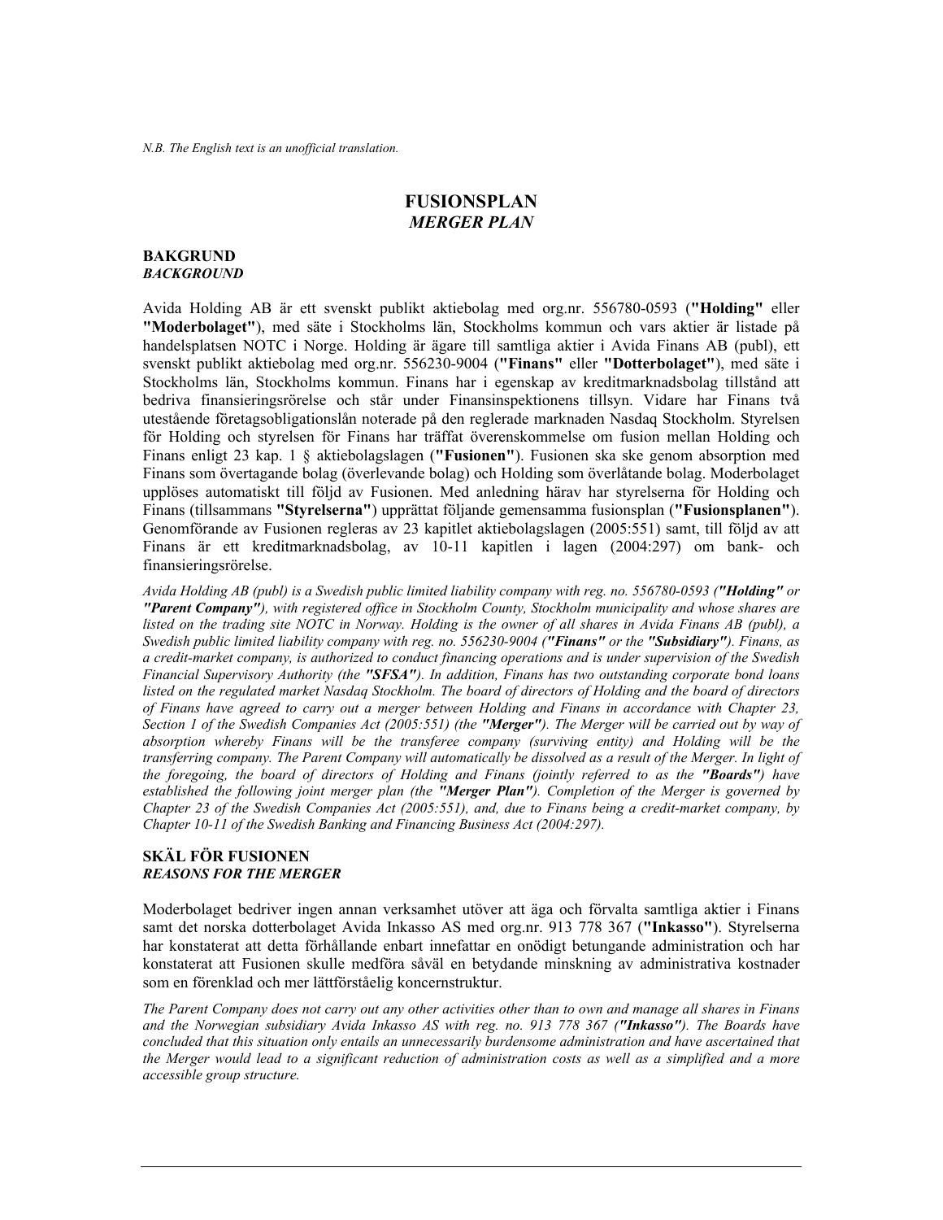*N.B. The English text is an unofficial translation.*

# FUSIONSPLAN
# *MERGER PLAN*

## BAKGRUND
## *BACKGROUND*

Avida Holding AB är ett svenskt publikt aktiebolag med org.nr. 556780-0593 (**"Holding"** eller **"Moderbolaget"**), med säte i Stockholms län, Stockholms kommun och vars aktier är listade på handelsplatsen NOTC i Norge. Holding är ägare till samtliga aktier i Avida Finans AB (publ), ett svenskt publikt aktiebolag med org.nr. 556230-9004 (**"Finans"** eller **"Dotterbolaget"**), med säte i Stockholms län, Stockholms kommun. Finans har i egenskap av kreditmarknadsbolag tillstånd att bedriva finansieringsrörelse och står under Finansinspektionens tillsyn. Vidare har Finans två utestående företagsobligationslån noterade på den reglerade marknaden Nasdaq Stockholm. Styrelsen för Holding och styrelsen för Finans har träffat överenskommelse om fusion mellan Holding och Finans enligt 23 kap. 1 § aktiebolagslagen (**"Fusionen"**). Fusionen ska ske genom absorption med Finans som övertagande bolag (överlevande bolag) och Holding som överlåtande bolag. Moderbolaget upplöses automatiskt till följd av Fusionen. Med anledning härav har styrelserna för Holding och Finans (tillsammans **"Styrelserna"**) upprättat följande gemensamma fusionsplan (**"Fusionsplanen"**). Genomförande av Fusionen regleras av 23 kapitlet aktiebolagslagen (2005:551) samt, till följd av att Finans är ett kreditmarknadsbolag, av 10-11 kapitlen i lagen (2004:297) om bank- och finansieringsrörelse.

*Avida Holding AB (publ) is a Swedish public limited liability company with reg. no. 556780-0593 (**"Holding"** or **"Parent Company"**), with registered office in Stockholm County, Stockholm municipality and whose shares are listed on the trading site NOTC in Norway. Holding is the owner of all shares in Avida Finans AB (publ), a Swedish public limited liability company with reg. no. 556230-9004 (**"Finans"** or the **"Subsidiary"**). Finans, as a credit-market company, is authorized to conduct financing operations and is under supervision of the Swedish Financial Supervisory Authority (the **"SFSA"**). In addition, Finans has two outstanding corporate bond loans listed on the regulated market Nasdaq Stockholm. The board of directors of Holding and the board of directors of Finans have agreed to carry out a merger between Holding and Finans in accordance with Chapter 23, Section 1 of the Swedish Companies Act (2005:551) (the **"Merger"**). The Merger will be carried out by way of absorption whereby Finans will be the transferee company (surviving entity) and Holding will be the transferring company. The Parent Company will automatically be dissolved as a result of the Merger. In light of the foregoing, the board of directors of Holding and Finans (jointly referred to as the **"Boards"**) have established the following joint merger plan (the **"Merger Plan"**). Completion of the Merger is governed by Chapter 23 of the Swedish Companies Act (2005:551), and, due to Finans being a credit-market company, by Chapter 10-11 of the Swedish Banking and Financing Business Act (2004:297).*

## SKÄL FÖR FUSIONEN
## *REASONS FOR THE MERGER*

Moderbolaget bedriver ingen annan verksamhet utöver att äga och förvalta samtliga aktier i Finans samt det norska dotterbolaget Avida Inkasso AS med org.nr. 913 778 367 (**"Inkasso"**). Styrelserna har konstaterat att detta förhållande enbart innefattar en onödigt betungande administration och har konstaterat att Fusionen skulle medföra såväl en betydande minskning av administrativa kostnader som en förenklad och mer lättförståelig koncernstruktur.

*The Parent Company does not carry out any other activities other than to own and manage all shares in Finans and the Norwegian subsidiary Avida Inkasso AS with reg. no. 913 778 367 (**"Inkasso"**). The Boards have concluded that this situation only entails an unnecessarily burdensome administration and have ascertained that the Merger would lead to a significant reduction of administration costs as well as a simplified and a more accessible group structure.*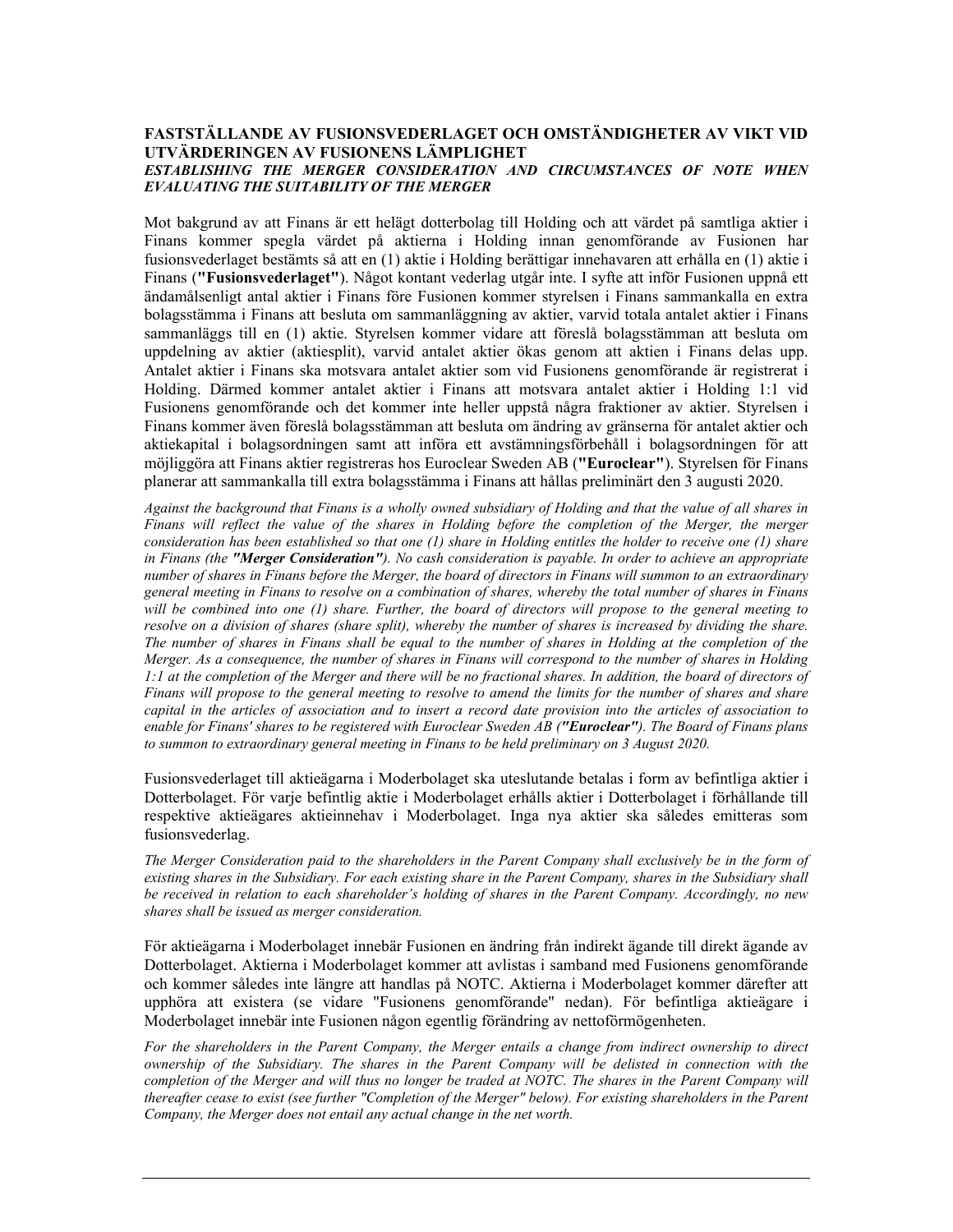**FASTSTÄLLANDE AV FUSIONSVEDERLAGET OCH OMSTÄNDIGHETER AV VIKT VID UTVÄRDERINGEN AV FUSIONENS LÄMPLIGHET**
***ESTABLISHING THE MERGER CONSIDERATION AND CIRCUMSTANCES OF NOTE WHEN EVALUATING THE SUITABILITY OF THE MERGER***

Mot bakgrund av att Finans är ett helägt dotterbolag till Holding och att värdet på samtliga aktier i Finans kommer spegla värdet på aktierna i Holding innan genomförande av Fusionen har fusionsvederlaget bestämts så att en (1) aktie i Holding berättigar innehavaren att erhålla en (1) aktie i Finans (**"Fusionsvederlaget"**). Något kontant vederlag utgår inte. I syfte att inför Fusionen uppnå ett ändamålsenligt antal aktier i Finans före Fusionen kommer styrelsen i Finans sammankalla en extra bolagsstämma i Finans att besluta om sammanläggning av aktier, varvid totala antalet aktier i Finans sammanläggs till en (1) aktie. Styrelsen kommer vidare att föreslå bolagsstämman att besluta om uppdelning av aktier (aktiesplit), varvid antalet aktier ökas genom att aktien i Finans delas upp. Antalet aktier i Finans ska motsvara antalet aktier som vid Fusionens genomförande är registrerat i Holding. Därmed kommer antalet aktier i Finans att motsvara antalet aktier i Holding 1:1 vid Fusionens genomförande och det kommer inte heller uppstå några fraktioner av aktier. Styrelsen i Finans kommer även föreslå bolagsstämman att besluta om ändring av gränserna för antalet aktier och aktiekapital i bolagsordningen samt att införa ett avstämningsförbehåll i bolagsordningen för att möjliggöra att Finans aktier registreras hos Euroclear Sweden AB (**"Euroclear"**). Styrelsen för Finans planerar att sammankalla till extra bolagsstämma i Finans att hållas preliminärt den 3 augusti 2020.

*Against the background that Finans is a wholly owned subsidiary of Holding and that the value of all shares in Finans will reflect the value of the shares in Holding before the completion of the Merger, the merger consideration has been established so that one (1) share in Holding entitles the holder to receive one (1) share in Finans (the **"Merger Consideration"**). No cash consideration is payable. In order to achieve an appropriate number of shares in Finans before the Merger, the board of directors in Finans will summon to an extraordinary general meeting in Finans to resolve on a combination of shares, whereby the total number of shares in Finans will be combined into one (1) share. Further, the board of directors will propose to the general meeting to resolve on a division of shares (share split), whereby the number of shares is increased by dividing the share. The number of shares in Finans shall be equal to the number of shares in Holding at the completion of the Merger. As a consequence, the number of shares in Finans will correspond to the number of shares in Holding 1:1 at the completion of the Merger and there will be no fractional shares. In addition, the board of directors of Finans will propose to the general meeting to resolve to amend the limits for the number of shares and share capital in the articles of association and to insert a record date provision into the articles of association to enable for Finans' shares to be registered with Euroclear Sweden AB (**"Euroclear"**). The Board of Finans plans to summon to extraordinary general meeting in Finans to be held preliminary on 3 August 2020.*

Fusionsvederlaget till aktieägarna i Moderbolaget ska uteslutande betalas i form av befintliga aktier i Dotterbolaget. För varje befintlig aktie i Moderbolaget erhålls aktier i Dotterbolaget i förhållande till respektive aktieägares aktieinnehav i Moderbolaget. Inga nya aktier ska således emitteras som fusionsvederlag.

*The Merger Consideration paid to the shareholders in the Parent Company shall exclusively be in the form of existing shares in the Subsidiary. For each existing share in the Parent Company, shares in the Subsidiary shall be received in relation to each shareholder's holding of shares in the Parent Company. Accordingly, no new shares shall be issued as merger consideration.*

För aktieägarna i Moderbolaget innebär Fusionen en ändring från indirekt ägande till direkt ägande av Dotterbolaget. Aktierna i Moderbolaget kommer att avlistas i samband med Fusionens genomförande och kommer således inte längre att handlas på NOTC. Aktierna i Moderbolaget kommer därefter att upphöra att existera (se vidare "Fusionens genomförande" nedan). För befintliga aktieägare i Moderbolaget innebär inte Fusionen någon egentlig förändring av nettoförmögenheten.

*For the shareholders in the Parent Company, the Merger entails a change from indirect ownership to direct ownership of the Subsidiary. The shares in the Parent Company will be delisted in connection with the completion of the Merger and will thus no longer be traded at NOTC. The shares in the Parent Company will thereafter cease to exist (see further "Completion of the Merger" below). For existing shareholders in the Parent Company, the Merger does not entail any actual change in the net worth.*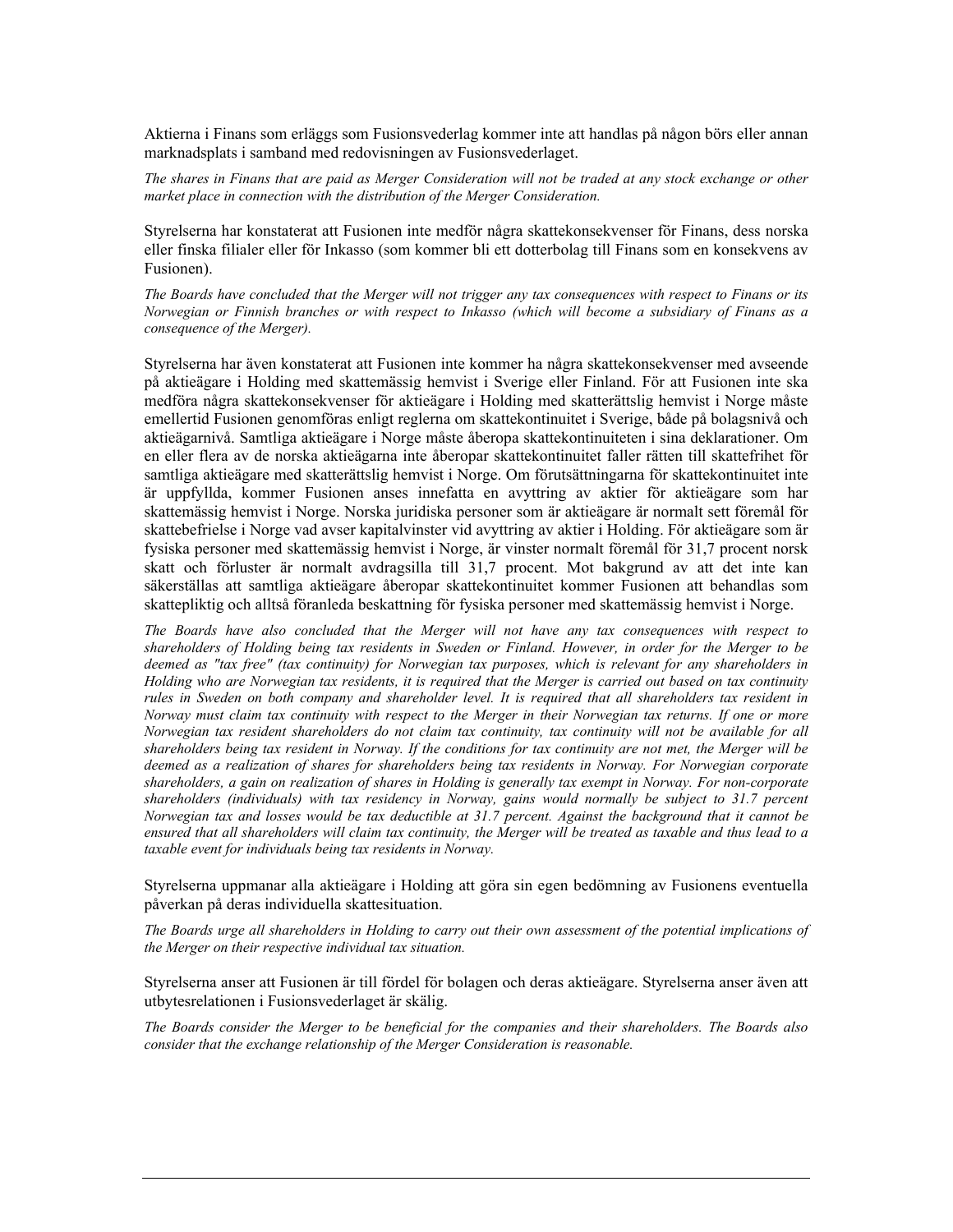Aktierna i Finans som erläggs som Fusionsvederlag kommer inte att handlas på någon börs eller annan marknadsplats i samband med redovisningen av Fusionsvederlaget.

*The shares in Finans that are paid as Merger Consideration will not be traded at any stock exchange or other market place in connection with the distribution of the Merger Consideration.*

Styrelserna har konstaterat att Fusionen inte medför några skattekonsekvenser för Finans, dess norska eller finska filialer eller för Inkasso (som kommer bli ett dotterbolag till Finans som en konsekvens av Fusionen).

*The Boards have concluded that the Merger will not trigger any tax consequences with respect to Finans or its Norwegian or Finnish branches or with respect to Inkasso (which will become a subsidiary of Finans as a consequence of the Merger).*

Styrelserna har även konstaterat att Fusionen inte kommer ha några skattekonsekvenser med avseende på aktieägare i Holding med skattemässig hemvist i Sverige eller Finland. För att Fusionen inte ska medföra några skattekonsekvenser för aktieägare i Holding med skatterättslig hemvist i Norge måste emellertid Fusionen genomföras enligt reglerna om skattekontinuitet i Sverige, både på bolagsnivå och aktieägarnivå. Samtliga aktieägare i Norge måste åberopa skattekontinuiteten i sina deklarationer. Om en eller flera av de norska aktieägarna inte åberopar skattekontinuitet faller rätten till skattefrihet för samtliga aktieägare med skatterättslig hemvist i Norge. Om förutsättningarna för skattekontinuitet inte är uppfyllda, kommer Fusionen anses innefatta en avyttring av aktier för aktieägare som har skattemässig hemvist i Norge. Norska juridiska personer som är aktieägare är normalt sett föremål för skattebefrielse i Norge vad avser kapitalvinster vid avyttring av aktier i Holding. För aktieägare som är fysiska personer med skattemässig hemvist i Norge, är vinster normalt föremål för 31,7 procent norsk skatt och förluster är normalt avdragsilla till 31,7 procent. Mot bakgrund av att det inte kan säkerställas att samtliga aktieägare åberopar skattekontinuitet kommer Fusionen att behandlas som skattepliktig och alltså föranleda beskattning för fysiska personer med skattemässig hemvist i Norge.

*The Boards have also concluded that the Merger will not have any tax consequences with respect to shareholders of Holding being tax residents in Sweden or Finland. However, in order for the Merger to be deemed as "tax free" (tax continuity) for Norwegian tax purposes, which is relevant for any shareholders in Holding who are Norwegian tax residents, it is required that the Merger is carried out based on tax continuity rules in Sweden on both company and shareholder level. It is required that all shareholders tax resident in Norway must claim tax continuity with respect to the Merger in their Norwegian tax returns. If one or more Norwegian tax resident shareholders do not claim tax continuity, tax continuity will not be available for all shareholders being tax resident in Norway. If the conditions for tax continuity are not met, the Merger will be deemed as a realization of shares for shareholders being tax residents in Norway. For Norwegian corporate shareholders, a gain on realization of shares in Holding is generally tax exempt in Norway. For non-corporate shareholders (individuals) with tax residency in Norway, gains would normally be subject to 31.7 percent Norwegian tax and losses would be tax deductible at 31.7 percent. Against the background that it cannot be ensured that all shareholders will claim tax continuity, the Merger will be treated as taxable and thus lead to a taxable event for individuals being tax residents in Norway.*

Styrelserna uppmanar alla aktieägare i Holding att göra sin egen bedömning av Fusionens eventuella påverkan på deras individuella skattesituation.

*The Boards urge all shareholders in Holding to carry out their own assessment of the potential implications of the Merger on their respective individual tax situation.*

Styrelserna anser att Fusionen är till fördel för bolagen och deras aktieägare. Styrelserna anser även att utbytesrelationen i Fusionsvederlaget är skälig.

*The Boards consider the Merger to be beneficial for the companies and their shareholders. The Boards also consider that the exchange relationship of the Merger Consideration is reasonable.*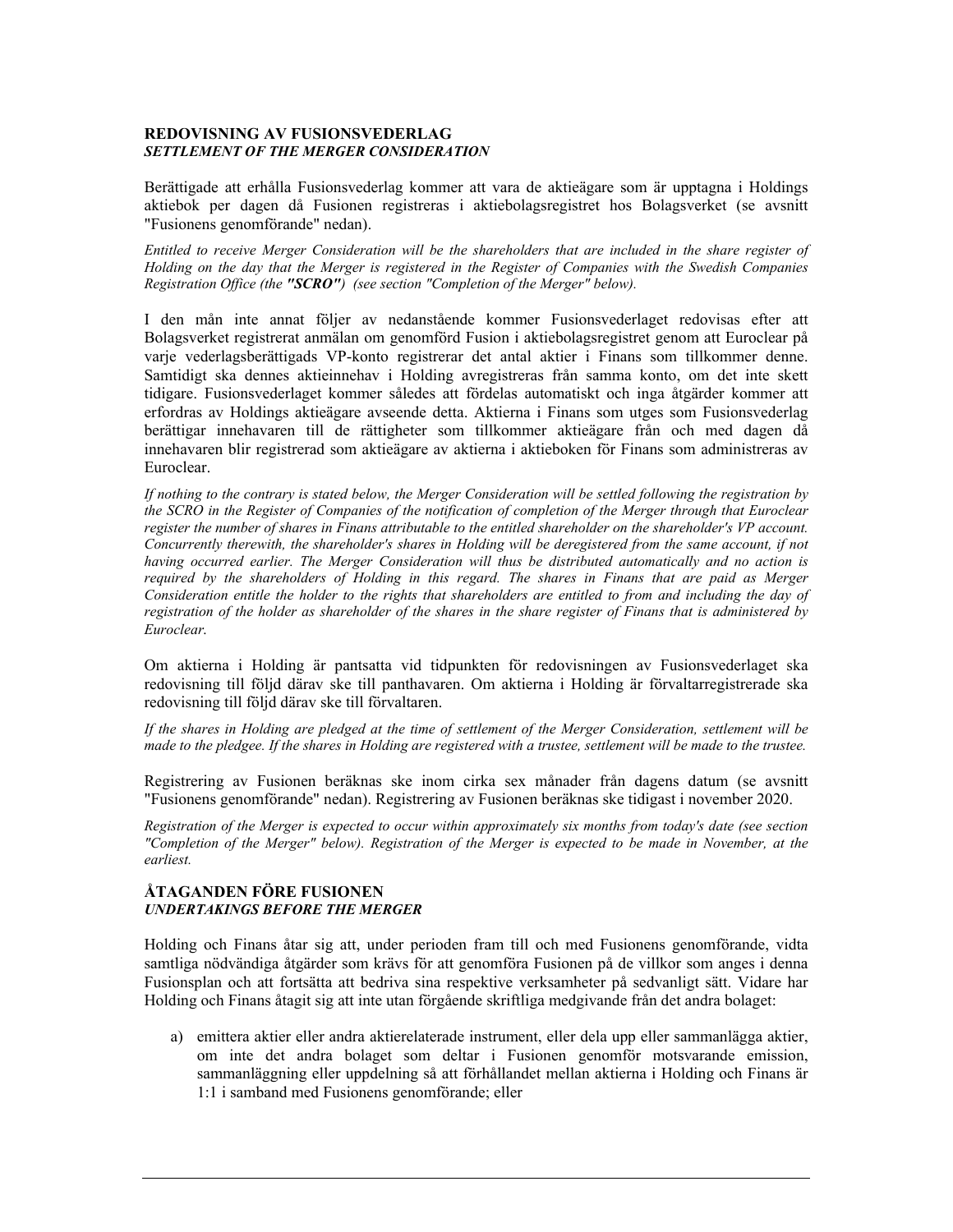## REDOVISNING AV FUSIONSVEDERLAG
### *SETTLEMENT OF THE MERGER CONSIDERATION*

Berättigade att erhålla Fusionsvederlag kommer att vara de aktieägare som är upptagna i Holdings aktiebok per dagen då Fusionen registreras i aktiebolagsregistret hos Bolagsverket (se avsnitt "Fusionens genomförande" nedan).

*Entitled to receive Merger Consideration will be the shareholders that are included in the share register of Holding on the day that the Merger is registered in the Register of Companies with the Swedish Companies Registration Office (the **"SCRO"**) (see section "Completion of the Merger" below).*

I den mån inte annat följer av nedanstående kommer Fusionsvederlaget redovisas efter att Bolagsverket registrerat anmälan om genomförd Fusion i aktiebolagsregistret genom att Euroclear på varje vederlagsberättigads VP-konto registrerar det antal aktier i Finans som tillkommer denne. Samtidigt ska dennes aktieinnehav i Holding avregistreras från samma konto, om det inte skett tidigare. Fusionsvederlaget kommer således att fördelas automatiskt och inga åtgärder kommer att erfordras av Holdings aktieägare avseende detta. Aktierna i Finans som utges som Fusionsvederlag berättigar innehavaren till de rättigheter som tillkommer aktieägare från och med dagen då innehavaren blir registrerad som aktieägare av aktierna i aktieboken för Finans som administreras av Euroclear.

*If nothing to the contrary is stated below, the Merger Consideration will be settled following the registration by the SCRO in the Register of Companies of the notification of completion of the Merger through that Euroclear register the number of shares in Finans attributable to the entitled shareholder on the shareholder's VP account. Concurrently therewith, the shareholder's shares in Holding will be deregistered from the same account, if not having occurred earlier. The Merger Consideration will thus be distributed automatically and no action is required by the shareholders of Holding in this regard. The shares in Finans that are paid as Merger Consideration entitle the holder to the rights that shareholders are entitled to from and including the day of registration of the holder as shareholder of the shares in the share register of Finans that is administered by Euroclear.*

Om aktierna i Holding är pantsatta vid tidpunkten för redovisningen av Fusionsvederlaget ska redovisning till följd därav ske till panthavaren. Om aktierna i Holding är förvaltarregistrerade ska redovisning till följd därav ske till förvaltaren.

*If the shares in Holding are pledged at the time of settlement of the Merger Consideration, settlement will be made to the pledgee. If the shares in Holding are registered with a trustee, settlement will be made to the trustee.*

Registrering av Fusionen beräknas ske inom cirka sex månader från dagens datum (se avsnitt "Fusionens genomförande" nedan). Registrering av Fusionen beräknas ske tidigast i november 2020.

*Registration of the Merger is expected to occur within approximately six months from today's date (see section "Completion of the Merger" below). Registration of the Merger is expected to be made in November, at the earliest.*

## ÅTAGANDEN FÖRE FUSIONEN
### *UNDERTAKINGS BEFORE THE MERGER*

Holding och Finans åtar sig att, under perioden fram till och med Fusionens genomförande, vidta samtliga nödvändiga åtgärder som krävs för att genomföra Fusionen på de villkor som anges i denna Fusionsplan och att fortsätta att bedriva sina respektive verksamheter på sedvanligt sätt. Vidare har Holding och Finans åtagit sig att inte utan förgående skriftliga medgivande från det andra bolaget:

a) emittera aktier eller andra aktierelaterade instrument, eller dela upp eller sammanlägga aktier, om inte det andra bolaget som deltar i Fusionen genomför motsvarande emission, sammanläggning eller uppdelning så att förhållandet mellan aktierna i Holding och Finans är 1:1 i samband med Fusionens genomförande; eller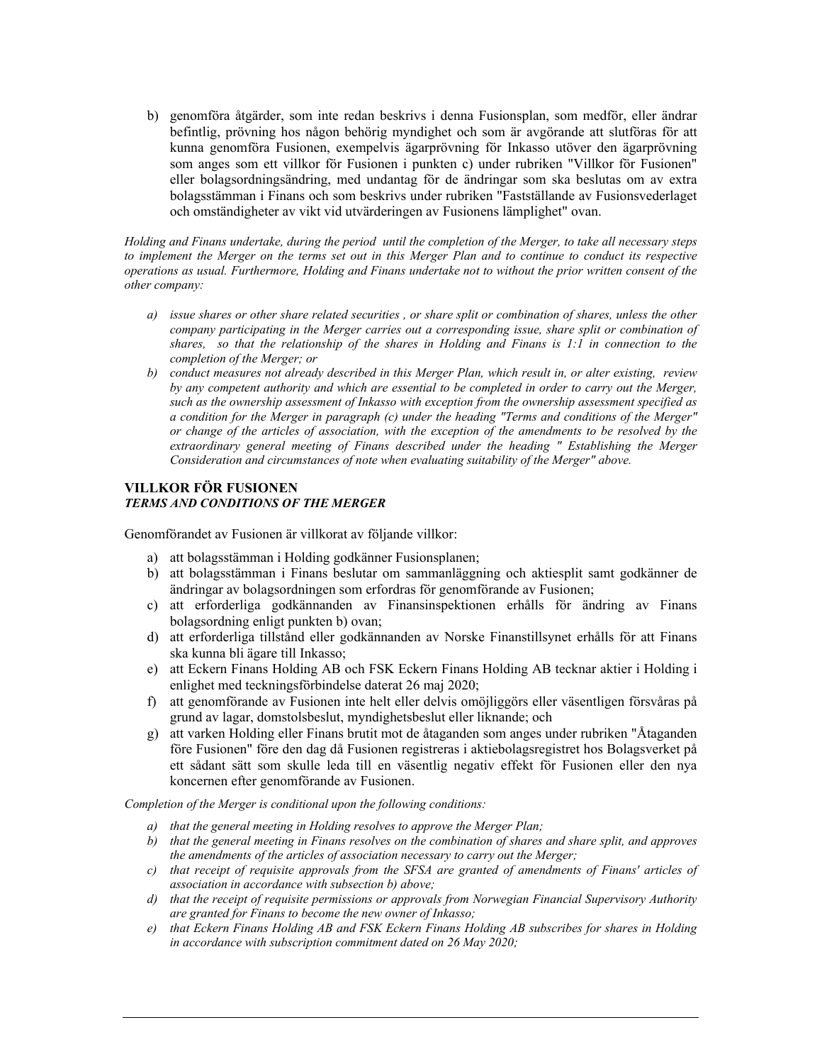b) genomföra åtgärder, som inte redan beskrivs i denna Fusionsplan, som medför, eller ändrar befintlig, prövning hos någon behörig myndighet och som är avgörande att slutföras för att kunna genomföra Fusionen, exempelvis ägarprövning för Inkasso utöver den ägarprövning som anges som ett villkor för Fusionen i punkten c) under rubriken "Villkor för Fusionen" eller bolagsordningsändring, med undantag för de ändringar som ska beslutas om av extra bolagsstämman i Finans och som beskrivs under rubriken "Fastställande av Fusionsvederlaget och omständigheter av vikt vid utvärderingen av Fusionens lämplighet" ovan.

*Holding and Finans undertake, during the period until the completion of the Merger, to take all necessary steps to implement the Merger on the terms set out in this Merger Plan and to continue to conduct its respective operations as usual. Furthermore, Holding and Finans undertake not to without the prior written consent of the other company:*

*a) issue shares or other share related securities , or share split or combination of shares, unless the other company participating in the Merger carries out a corresponding issue, share split or combination of shares, so that the relationship of the shares in Holding and Finans is 1:1 in connection to the completion of the Merger; or*

*b) conduct measures not already described in this Merger Plan, which result in, or alter existing, review by any competent authority and which are essential to be completed in order to carry out the Merger, such as the ownership assessment of Inkasso with exception from the ownership assessment specified as a condition for the Merger in paragraph (c) under the heading "Terms and conditions of the Merger" or change of the articles of association, with the exception of the amendments to be resolved by the extraordinary general meeting of Finans described under the heading " Establishing the Merger Consideration and circumstances of note when evaluating suitability of the Merger" above.*

## VILLKOR FÖR FUSIONEN
### *TERMS AND CONDITIONS OF THE MERGER*

Genomförandet av Fusionen är villkorat av följande villkor:

a) att bolagsstämman i Holding godkänner Fusionsplanen;
b) att bolagsstämman i Finans beslutar om sammanläggning och aktiesplit samt godkänner de ändringar av bolagsordningen som erfordras för genomförande av Fusionen;
c) att erforderliga godkännanden av Finansinspektionen erhålls för ändring av Finans bolagsordning enligt punkten b) ovan;
d) att erforderliga tillstånd eller godkännanden av Norske Finanstillsynet erhålls för att Finans ska kunna bli ägare till Inkasso;
e) att Eckern Finans Holding AB och FSK Eckern Finans Holding AB tecknar aktier i Holding i enlighet med teckningsförbindelse daterat 26 maj 2020;
f) att genomförande av Fusionen inte helt eller delvis omöjliggörs eller väsentligen försvåras på grund av lagar, domstolsbeslut, myndighetsbeslut eller liknande; och
g) att varken Holding eller Finans brutit mot de åtaganden som anges under rubriken "Åtaganden före Fusionen" före den dag då Fusionen registreras i aktiebolagsregistret hos Bolagsverket på ett sådant sätt som skulle leda till en väsentlig negativ effekt för Fusionen eller den nya koncernen efter genomförande av Fusionen.

*Completion of the Merger is conditional upon the following conditions:*

*a) that the general meeting in Holding resolves to approve the Merger Plan;*
*b) that the general meeting in Finans resolves on the combination of shares and share split, and approves the amendments of the articles of association necessary to carry out the Merger;*
*c) that receipt of requisite approvals from the SFSA are granted of amendments of Finans' articles of association in accordance with subsection b) above;*
*d) that the receipt of requisite permissions or approvals from Norwegian Financial Supervisory Authority are granted for Finans to become the new owner of Inkasso;*
*e) that Eckern Finans Holding AB and FSK Eckern Finans Holding AB subscribes for shares in Holding in accordance with subscription commitment dated on 26 May 2020;*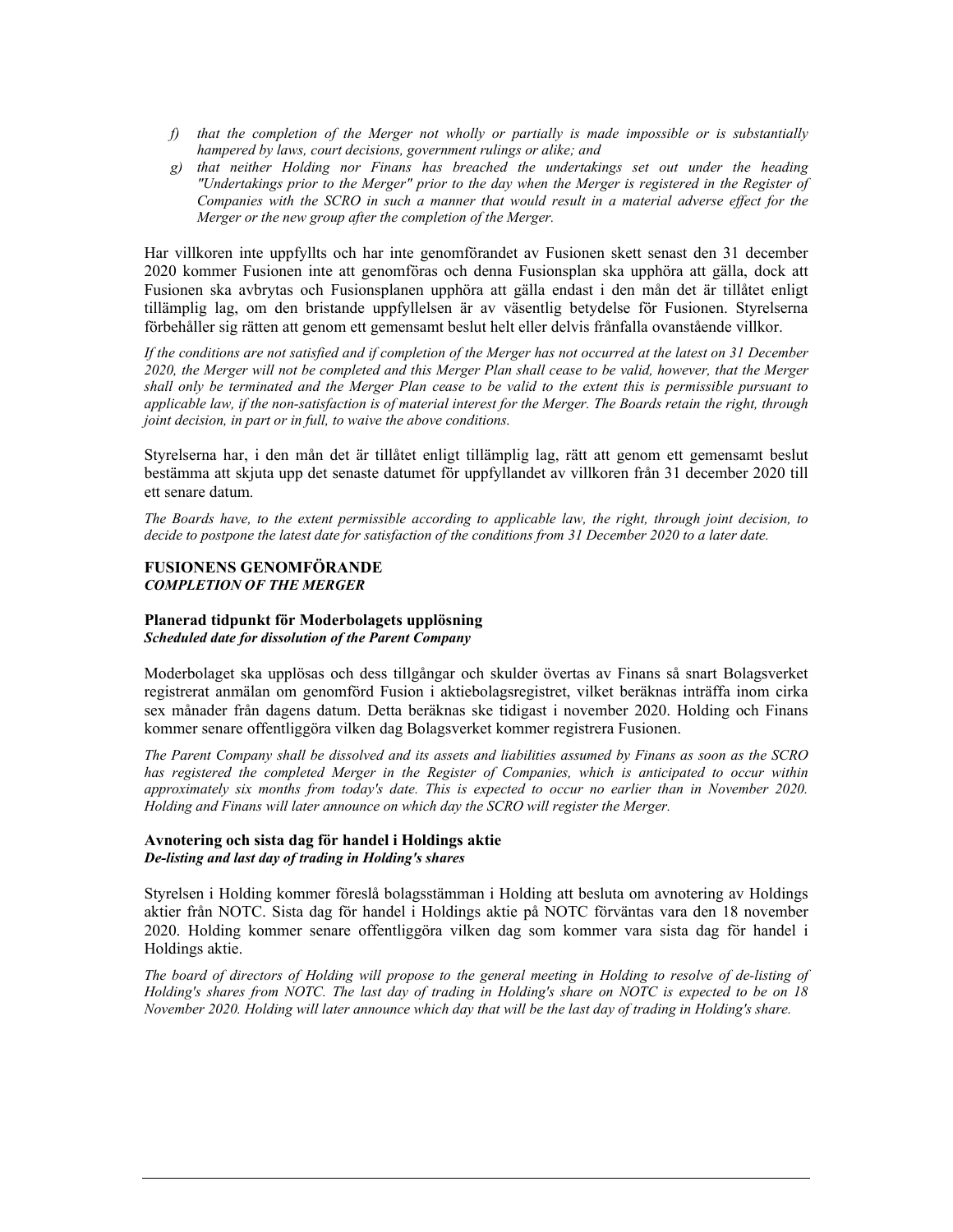1. *that the completion of the Merger not wholly or partially is made impossible or is substantially hampered by laws, court decisions, government rulings or alike; and*
2. *that neither Holding nor Finans has breached the undertakings set out under the heading "Undertakings prior to the Merger" prior to the day when the Merger is registered in the Register of Companies with the SCRO in such a manner that would result in a material adverse effect for the Merger or the new group after the completion of the Merger.*

Har villkoren inte uppfyllts och har inte genomförandet av Fusionen skett senast den 31 december 2020 kommer Fusionen inte att genomföras och denna Fusionsplan ska upphöra att gälla, dock att Fusionen ska avbrytas och Fusionsplanen upphöra att gälla endast i den mån det är tillåtet enligt tillämplig lag, om den bristande uppfyllelsen är av väsentlig betydelse för Fusionen. Styrelserna förbehåller sig rätten att genom ett gemensamt beslut helt eller delvis frånfalla ovanstående villkor.

*If the conditions are not satisfied and if completion of the Merger has not occurred at the latest on 31 December 2020, the Merger will not be completed and this Merger Plan shall cease to be valid, however, that the Merger shall only be terminated and the Merger Plan cease to be valid to the extent this is permissible pursuant to applicable law, if the non-satisfaction is of material interest for the Merger. The Boards retain the right, through joint decision, in part or in full, to waive the above conditions.*

Styrelserna har, i den mån det är tillåtet enligt tillämplig lag, rätt att genom ett gemensamt beslut bestämma att skjuta upp det senaste datumet för uppfyllandet av villkoren från 31 december 2020 till ett senare datum.

*The Boards have, to the extent permissible according to applicable law, the right, through joint decision, to decide to postpone the latest date for satisfaction of the conditions from 31 December 2020 to a later date.*

## FUSIONENS GENOMFÖRANDE
***COMPLETION OF THE MERGER***

### Planerad tidpunkt för Moderbolagets upplösning
***Scheduled date for dissolution of the Parent Company***

Moderbolaget ska upplösas och dess tillgångar och skulder övertas av Finans så snart Bolagsverket registrerat anmälan om genomförd Fusion i aktiebolagsregistret, vilket beräknas inträffa inom cirka sex månader från dagens datum. Detta beräknas ske tidigast i november 2020. Holding och Finans kommer senare offentliggöra vilken dag Bolagsverket kommer registrera Fusionen.

*The Parent Company shall be dissolved and its assets and liabilities assumed by Finans as soon as the SCRO has registered the completed Merger in the Register of Companies, which is anticipated to occur within approximately six months from today's date. This is expected to occur no earlier than in November 2020. Holding and Finans will later announce on which day the SCRO will register the Merger.*

### Avnotering och sista dag för handel i Holdings aktie
***De-listing and last day of trading in Holding's shares***

Styrelsen i Holding kommer föreslå bolagsstämman i Holding att besluta om avnotering av Holdings aktier från NOTC. Sista dag för handel i Holdings aktie på NOTC förväntas vara den 18 november 2020. Holding kommer senare offentliggöra vilken dag som kommer vara sista dag för handel i Holdings aktie.

*The board of directors of Holding will propose to the general meeting in Holding to resolve of de-listing of Holding's shares from NOTC. The last day of trading in Holding's share on NOTC is expected to be on 18 November 2020. Holding will later announce which day that will be the last day of trading in Holding's share.*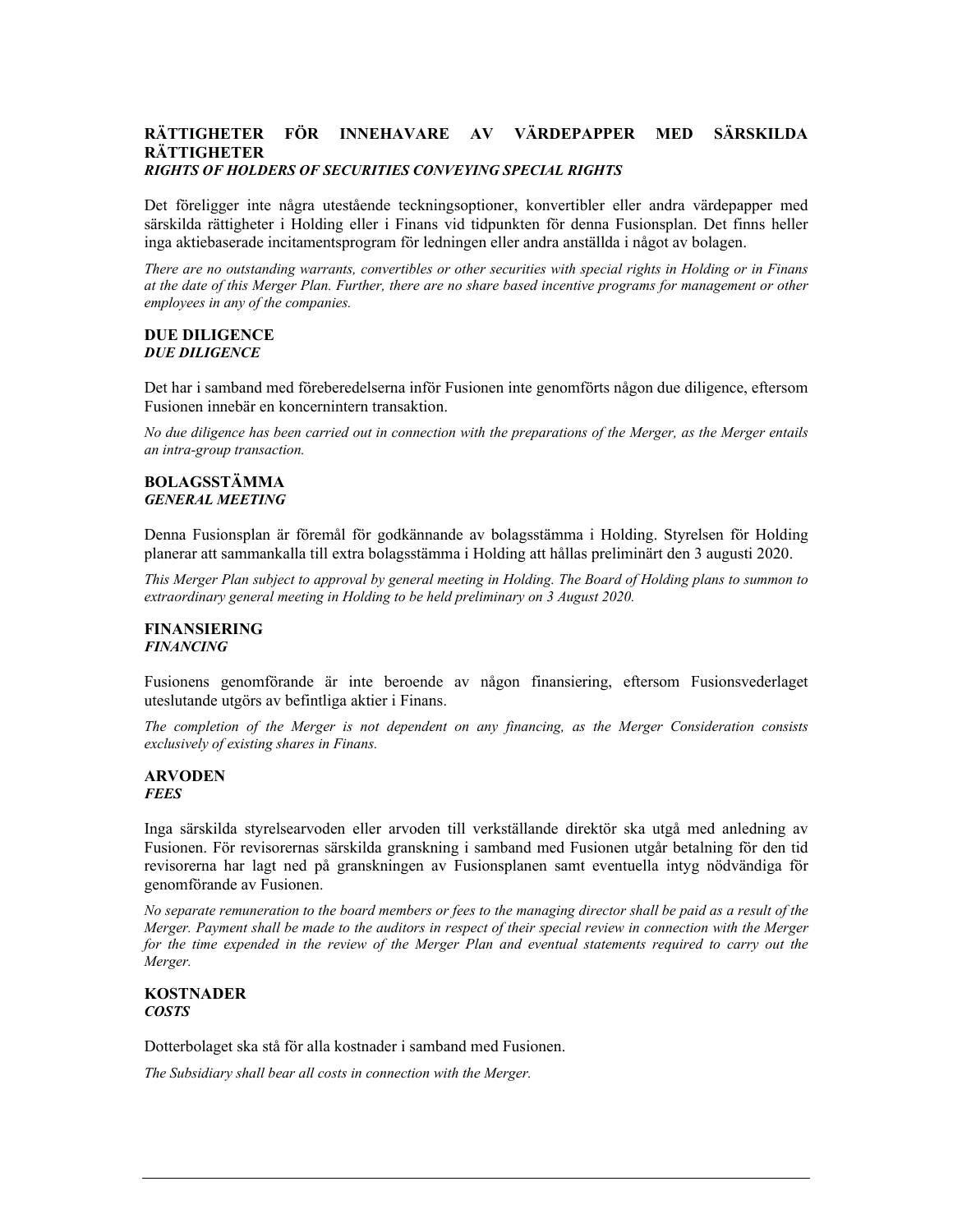**RÄTTIGHETER FÖR INNEHAVARE AV VÄRDEPAPPER MED SÄRSKILDA RÄTTIGHETER**
***RIGHTS OF HOLDERS OF SECURITIES CONVEYING SPECIAL RIGHTS***

Det föreligger inte några utestående teckningsoptioner, konvertibler eller andra värdepapper med särskilda rättigheter i Holding eller i Finans vid tidpunkten för denna Fusionsplan. Det finns heller inga aktiebaserade incitamentsprogram för ledningen eller andra anställda i något av bolagen.

*There are no outstanding warrants, convertibles or other securities with special rights in Holding or in Finans at the date of this Merger Plan. Further, there are no share based incentive programs for management or other employees in any of the companies.*

**DUE DILIGENCE**
***DUE DILIGENCE***

Det har i samband med föreberedelserna inför Fusionen inte genomförts någon due diligence, eftersom Fusionen innebär en koncernintern transaktion.

*No due diligence has been carried out in connection with the preparations of the Merger, as the Merger entails an intra-group transaction.*

**BOLAGSSTÄMMA**
***GENERAL MEETING***

Denna Fusionsplan är föremål för godkännande av bolagsstämma i Holding. Styrelsen för Holding planerar att sammankalla till extra bolagsstämma i Holding att hållas preliminärt den 3 augusti 2020.

*This Merger Plan subject to approval by general meeting in Holding. The Board of Holding plans to summon to extraordinary general meeting in Holding to be held preliminary on 3 August 2020.*

**FINANSIERING**
***FINANCING***

Fusionens genomförande är inte beroende av någon finansiering, eftersom Fusionsvederlaget uteslutande utgörs av befintliga aktier i Finans.

*The completion of the Merger is not dependent on any financing, as the Merger Consideration consists exclusively of existing shares in Finans.*

**ARVODEN**
***FEES***

Inga särskilda styrelsearvoden eller arvoden till verkställande direktör ska utgå med anledning av Fusionen. För revisorernas särskilda granskning i samband med Fusionen utgår betalning för den tid revisorerna har lagt ned på granskningen av Fusionsplanen samt eventuella intyg nödvändiga för genomförande av Fusionen.

*No separate remuneration to the board members or fees to the managing director shall be paid as a result of the Merger. Payment shall be made to the auditors in respect of their special review in connection with the Merger for the time expended in the review of the Merger Plan and eventual statements required to carry out the Merger.*

**KOSTNADER**
***COSTS***

Dotterbolaget ska stå för alla kostnader i samband med Fusionen.

*The Subsidiary shall bear all costs in connection with the Merger.*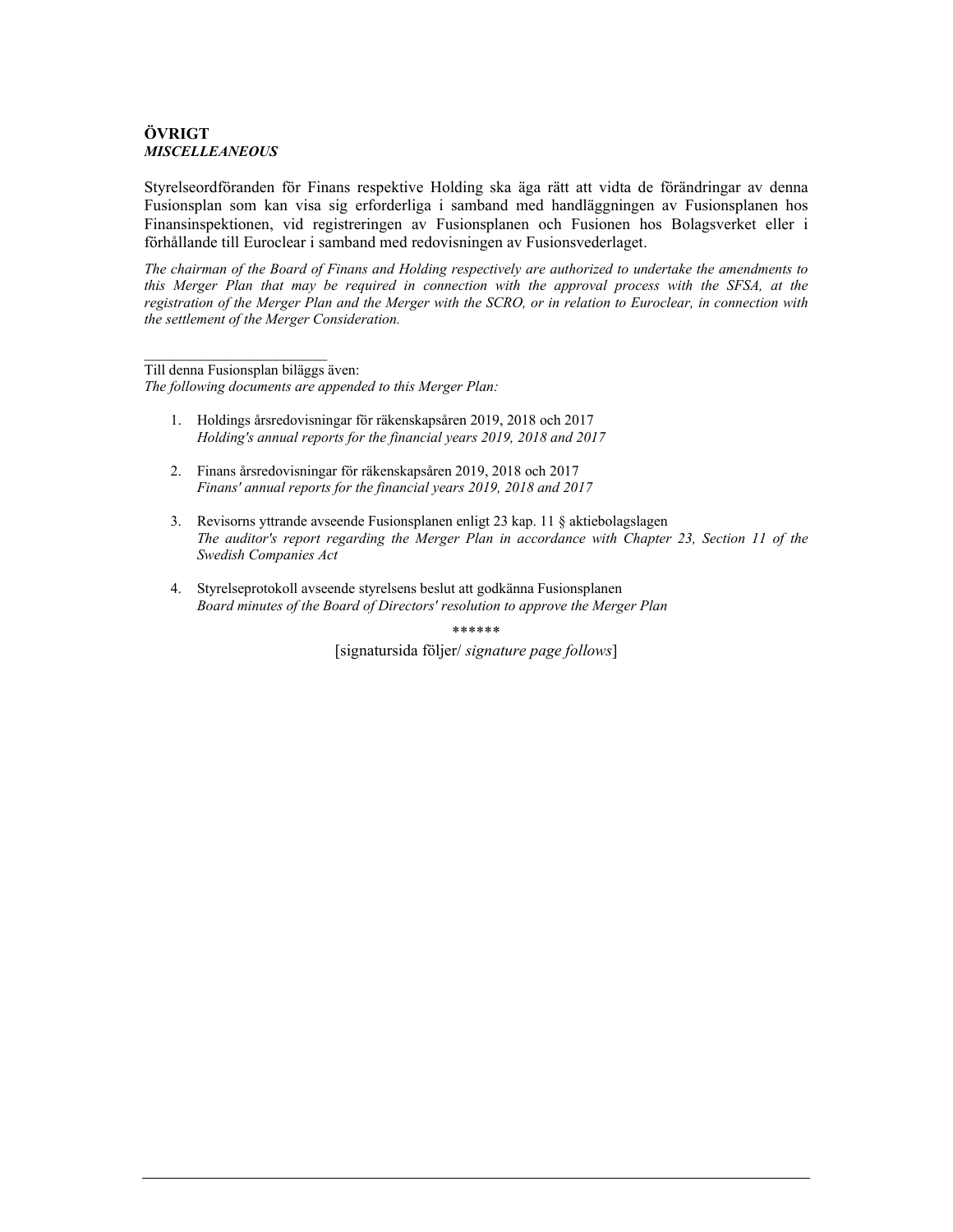**ÖVRIGT**
***MISCELLEANEOUS***

Styrelseordföranden för Finans respektive Holding ska äga rätt att vidta de förändringar av denna Fusionsplan som kan visa sig erforderliga i samband med handläggningen av Fusionsplanen hos Finansinspektionen, vid registreringen av Fusionsplanen och Fusionen hos Bolagsverket eller i förhållande till Euroclear i samband med redovisningen av Fusionsvederlaget.

*The chairman of the Board of Finans and Holding respectively are authorized to undertake the amendments to this Merger Plan that may be required in connection with the approval process with the SFSA, at the registration of the Merger Plan and the Merger with the SCRO, or in relation to Euroclear, in connection with the settlement of the Merger Consideration.*

---

Till denna Fusionsplan biläggs även:
*The following documents are appended to this Merger Plan:*

1. Holdings årsredovisningar för räkenskapsåren 2019, 2018 och 2017
   *Holding's annual reports for the financial years 2019, 2018 and 2017*

2. Finans årsredovisningar för räkenskapsåren 2019, 2018 och 2017
   *Finans' annual reports for the financial years 2019, 2018 and 2017*

3. Revisorns yttrande avseende Fusionsplanen enligt 23 kap. 11 § aktiebolagslagen
   *The auditor's report regarding the Merger Plan in accordance with Chapter 23, Section 11 of the Swedish Companies Act*

4. Styrelseprotokoll avseende styrelsens beslut att godkänna Fusionsplanen
   *Board minutes of the Board of Directors' resolution to approve the Merger Plan*

******

[signatursida följer/ *signature page follows*]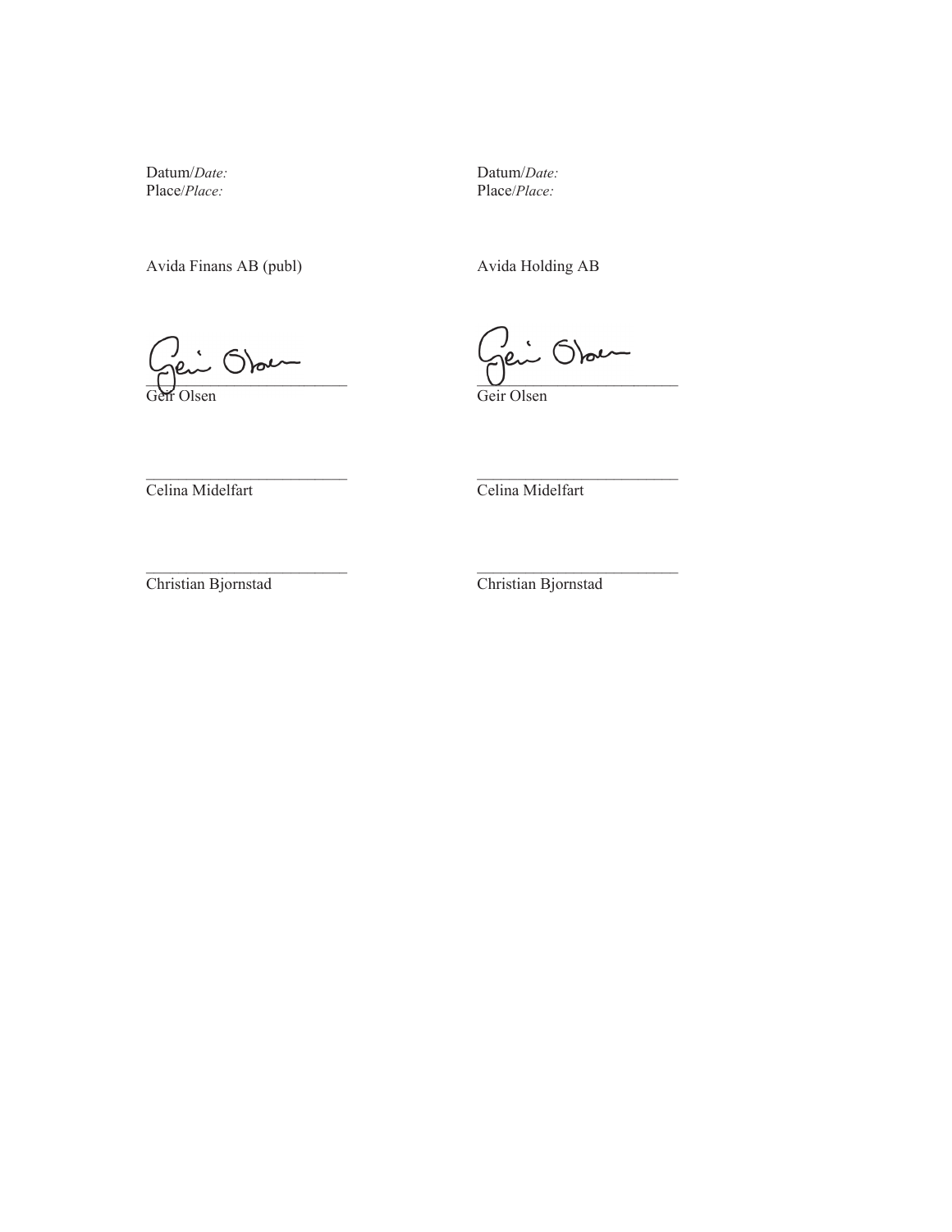Datum/*Date:*
Place/*Place:*

Avida Finans AB (publ)

\_\_\_\_\_\_\_\_\_\_\_\_\_\_\_\_\_\_\_\_\_\_\_\_\_
Geir Olsen

\_\_\_\_\_\_\_\_\_\_\_\_\_\_\_\_\_\_\_\_\_\_\_\_\_
Celina Midelfart

\_\_\_\_\_\_\_\_\_\_\_\_\_\_\_\_\_\_\_\_\_\_\_\_\_
Christian Bjornstad

Datum/*Date:*
Place/*Place:*

Avida Holding AB

\_\_\_\_\_\_\_\_\_\_\_\_\_\_\_\_\_\_\_\_\_\_\_\_\_
Geir Olsen

\_\_\_\_\_\_\_\_\_\_\_\_\_\_\_\_\_\_\_\_\_\_\_\_\_
Celina Midelfart

\_\_\_\_\_\_\_\_\_\_\_\_\_\_\_\_\_\_\_\_\_\_\_\_\_
Christian Bjornstad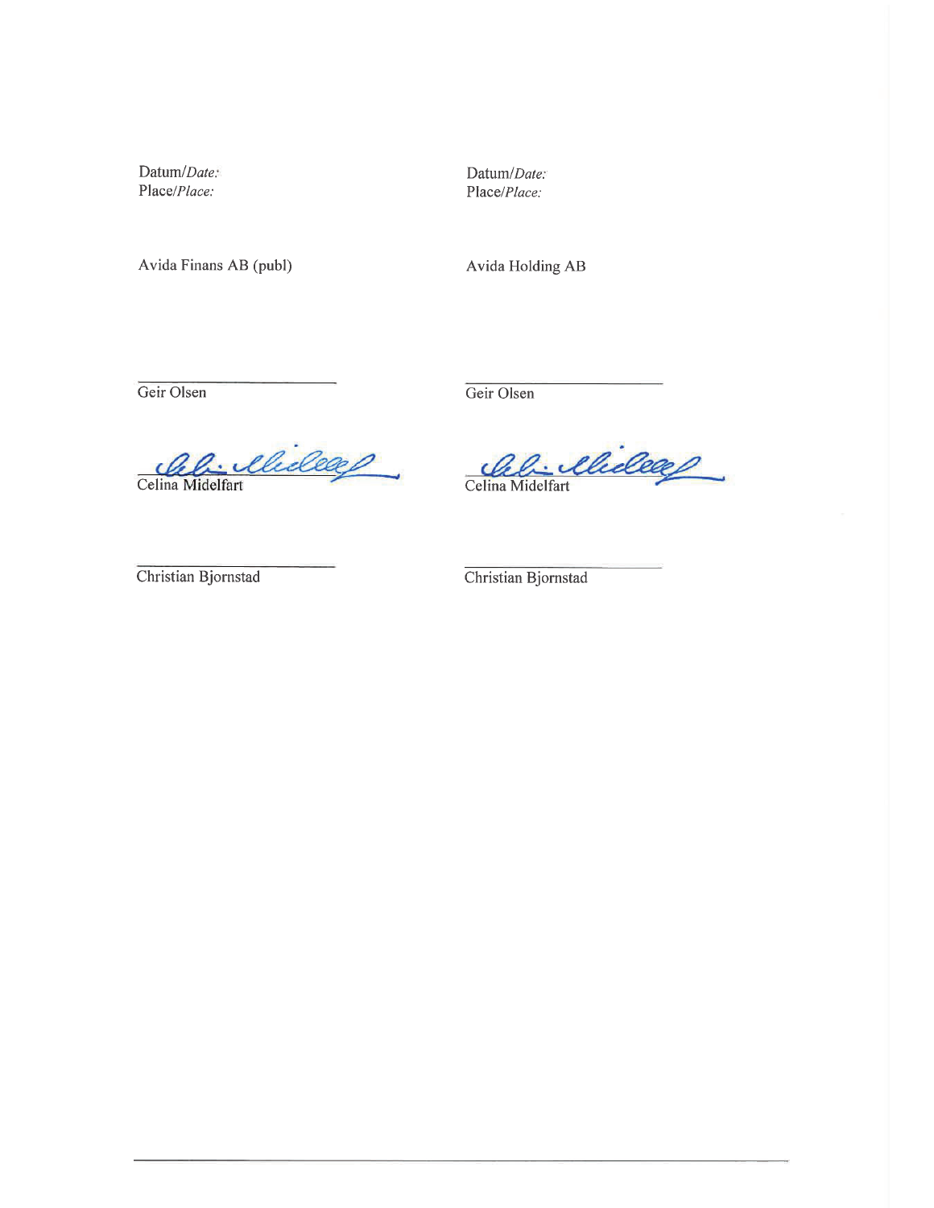Datum/*Date:*
Place/*Place:*

Avida Finans AB (publ)

Geir Olsen

Celina Midelfart

Christian Bjornstad

Datum/*Date:*
Place/*Place:*

Avida Holding AB

Geir Olsen

Celina Midelfart

Christian Bjornstad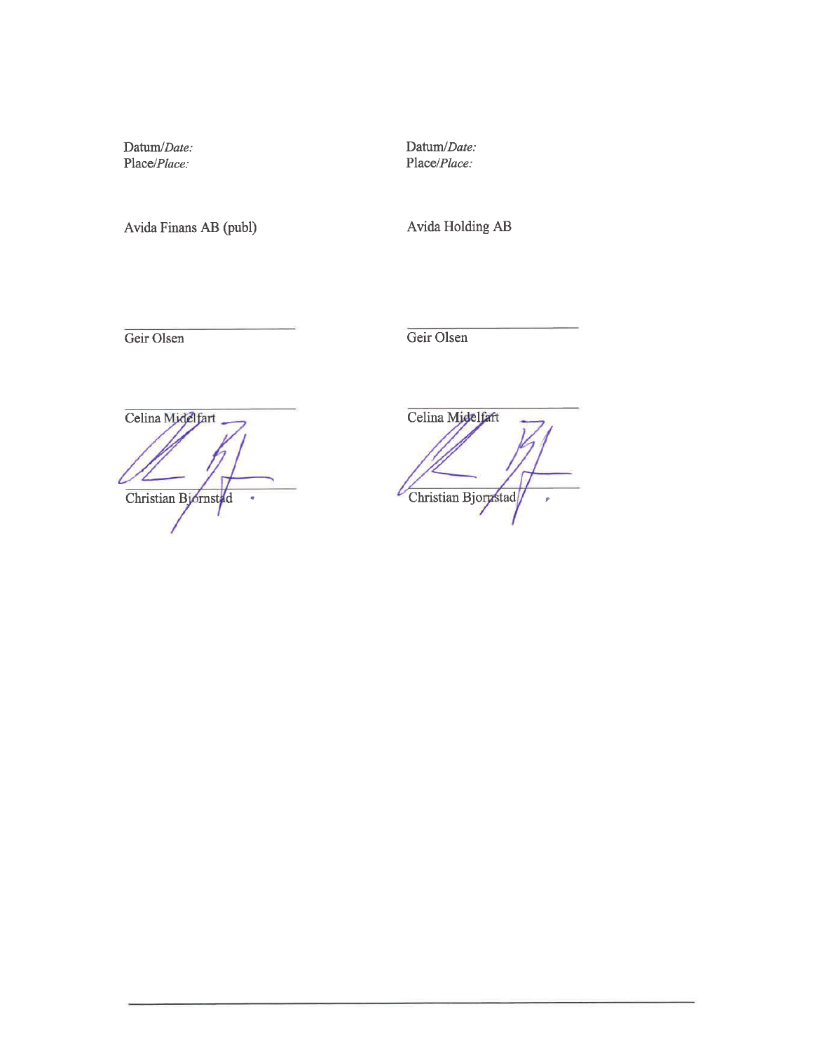Datum/*Date:*
Place/*Place:*

Avida Finans AB (publ)

Geir Olsen

Celina Midelfart

Christian Björnstad

Datum/*Date:*
Place/*Place:*

Avida Holding AB

Geir Olsen

Celina Midelfart

Christian Bjornstad